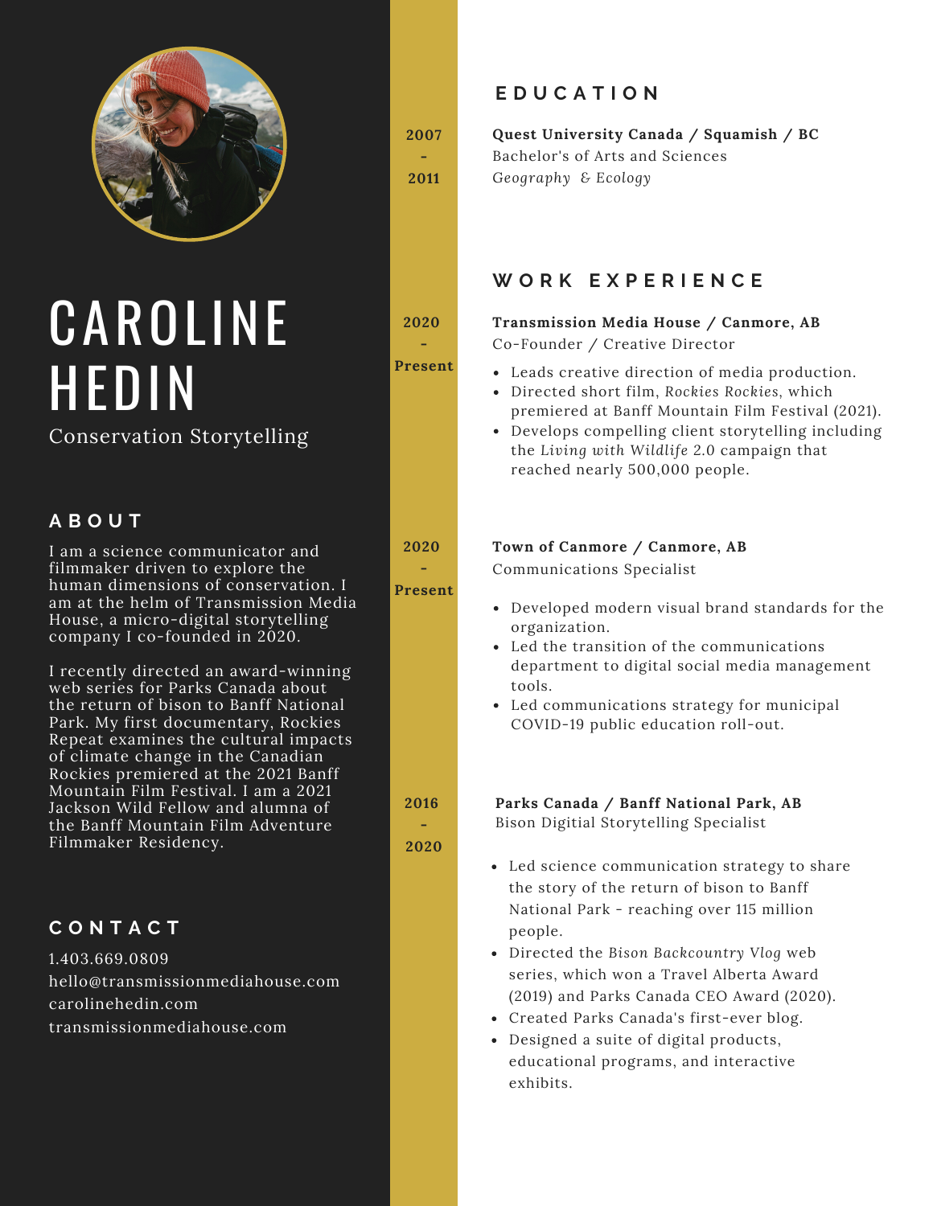# CAROLINE HEDIN

Conservation Storytelling

## ABOUT

I am a science communicator and filmmaker driven to explore the human dimensions of conservation. I am at the helm of Transmission Media House, a micro-digital storytelling company I co-founded in 2020.

I recently directed an award-winning web series for Parks Canada about the return of bison to Banff National Park. My first documentary, Rockies Repeat examines the cultural impacts of climate change in the Canadian Rockies premiered at the 2021 Banff Mountain Film Festival. I am a 2021 Jackson Wild Fellow and alumna of the Banff Mountain Film Adventure Filmmaker Residency.

## CONTACT

1.403.669.0809
hello@transmissionmediahouse.com
carolinehedin.com
transmissionmediahouse.com

## EDUCATION

**2007 - 2011**

**Quest University Canada / Squamish / BC**
Bachelor's of Arts and Sciences
*Geography & Ecology*

## WORK EXPERIENCE

**2020 - Present**

**Transmission Media House / Canmore, AB**
Co-Founder / Creative Director

- Leads creative direction of media production.
- Directed short film, *Rockies Rockies*, which premiered at Banff Mountain Film Festival (2021).
- Develops compelling client storytelling including the *Living with Wildlife* 2.0 campaign that reached nearly 500,000 people.

**2020 - Present**

**Town of Canmore / Canmore, AB**
Communications Specialist

- Developed modern visual brand standards for the organization.
- Led the transition of the communications department to digital social media management tools.
- Led communications strategy for municipal COVID-19 public education roll-out.

**2016 - 2020**

**Parks Canada / Banff National Park, AB**
Bison Digitial Storytelling Specialist

- Led science communication strategy to share the story of the return of bison to Banff National Park - reaching over 115 million people.
- Directed the *Bison Backcountry Vlog* web series, which won a Travel Alberta Award (2019) and Parks Canada CEO Award (2020).
- Created Parks Canada's first-ever blog.
- Designed a suite of digital products, educational programs, and interactive exhibits.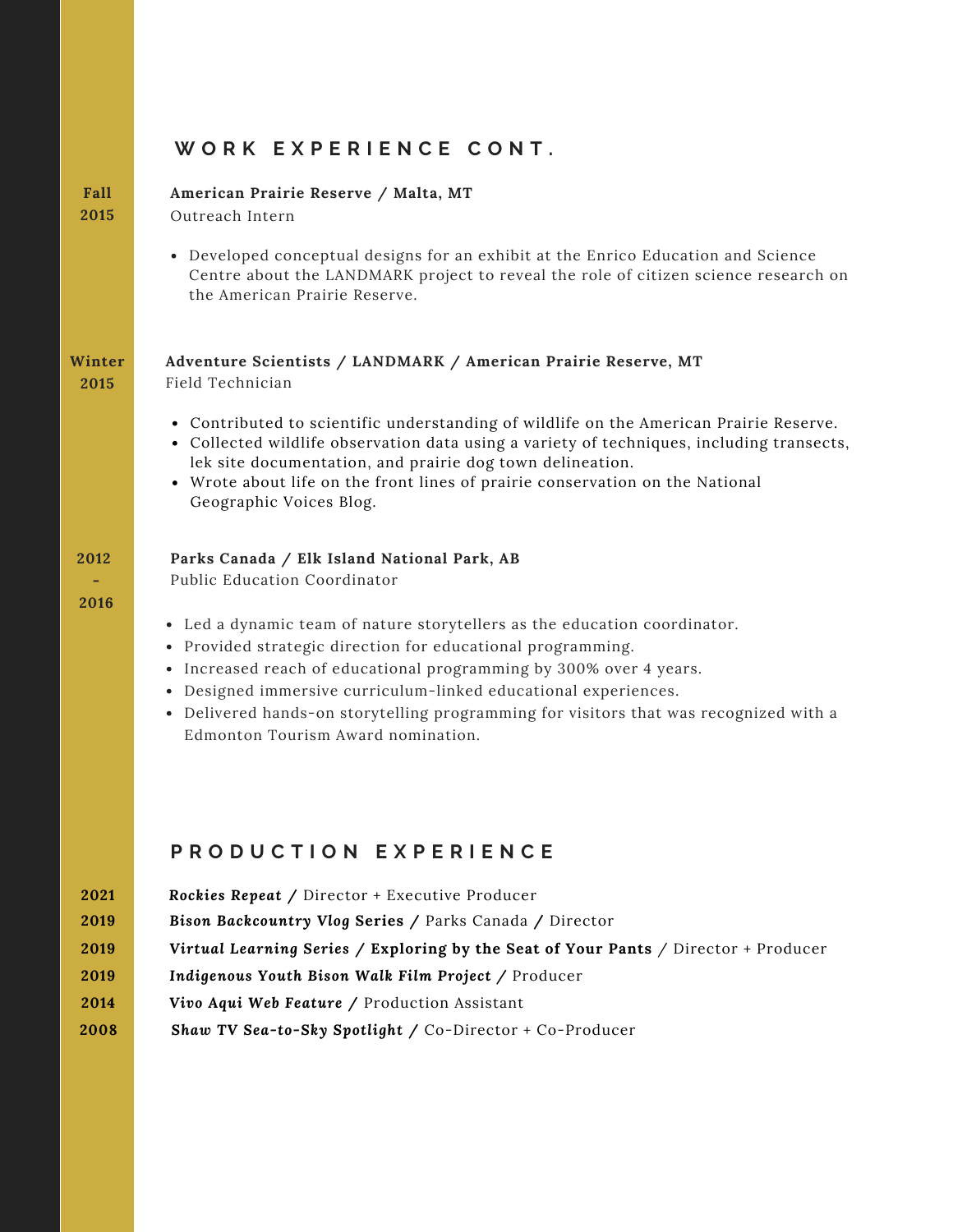## WORK EXPERIENCE CONT.

**Fall 2015**

**American Prairie Reserve / Malta, MT**
Outreach Intern

- Developed conceptual designs for an exhibit at the Enrico Education and Science Centre about the LANDMARK project to reveal the role of citizen science research on the American Prairie Reserve.

**Winter 2015**

**Adventure Scientists / LANDMARK / American Prairie Reserve, MT**
Field Technician

- Contributed to scientific understanding of wildlife on the American Prairie Reserve.
- Collected wildlife observation data using a variety of techniques, including transects, lek site documentation, and prairie dog town delineation.
- Wrote about life on the front lines of prairie conservation on the National Geographic Voices Blog.

**2012 - 2016**

**Parks Canada / Elk Island National Park, AB**
Public Education Coordinator

- Led a dynamic team of nature storytellers as the education coordinator.
- Provided strategic direction for educational programming.
- Increased reach of educational programming by 300% over 4 years.
- Designed immersive curriculum-linked educational experiences.
- Delivered hands-on storytelling programming for visitors that was recognized with a Edmonton Tourism Award nomination.

## PRODUCTION EXPERIENCE

**2021** ***Rockies Repeat*** **/** Director + Executive Producer

**2019** ***Bison Backcountry* Vlog Series** **/** Parks Canada **/** Director

**2019** ***Virtual Learning Series* / Exploring by the Seat of Your Pants** / Director + Producer

**2019** ***Indigenous Youth Bison Walk Film Project*** / Producer

**2014** ***Vivo Aqui Web Feature*** **/** Production Assistant

**2008** ***Shaw TV Sea-to-Sky Spotlight*** **/** Co-Director + Co-Producer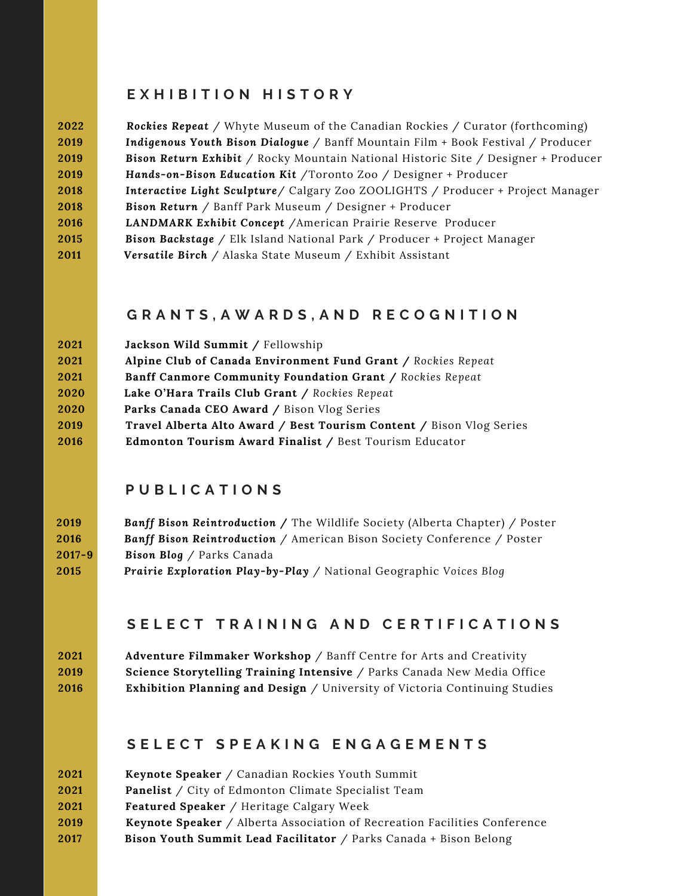## EXHIBITION HISTORY

2022 ***Rockies Repeat*** / Whyte Museum of the Canadian Rockies / Curator (forthcoming)
2019 ***Indigenous Youth Bison Dialogue*** / Banff Mountain Film + Book Festival / Producer
2019 ***Bison Return Exhibit*** / Rocky Mountain National Historic Site / Designer + Producer
2019 ***Hands-on-Bison Education Kit*** /Toronto Zoo / Designer + Producer
2018 ***Interactive Light Sculpture***/ Calgary Zoo ZOOLIGHTS / Producer + Project Manager
2018 ***Bison Return*** / Banff Park Museum / Designer + Producer
2016 ***LANDMARK Exhibit Concept*** /American Prairie Reserve Producer
2015 ***Bison Backstage*** / Elk Island National Park / Producer + Project Manager
2011 ***Versatile Birch*** / Alaska State Museum / Exhibit Assistant

## GRANTS,AWARDS,AND RECOGNITION

2021 **Jackson Wild Summit /** Fellowship
2021 **Alpine Club of Canada Environment Fund Grant /** *Rockies Repeat*
2021 **Banff Canmore Community Foundation Grant /** *Rockies Repeat*
2020 **Lake O'Hara Trails Club Grant /** *Rockies Repeat*
2020 **Parks Canada CEO Award /** Bison Vlog Series
2019 **Travel Alberta Alto Award / Best Tourism Content /** Bison Vlog Series
2016 **Edmonton Tourism Award Finalist /** Best Tourism Educator

## PUBLICATIONS

2019 ***Banff Bison Reintroduction /*** The Wildlife Society (Alberta Chapter) / Poster
2016 ***Banff Bison Reintroduction*** / American Bison Society Conference / Poster
2017-9 ***Bison Blog*** / Parks Canada
2015 ***Prairie Exploration Play-by-Play*** / National Geographic V*oices Blog*

## SELECT TRAINING AND CERTIFICATIONS

2021 **Adventure Filmmaker Workshop** / Banff Centre for Arts and Creativity
2019 **Science Storytelling Training Intensive** / Parks Canada New Media Office
2016 **Exhibition Planning and Design** / University of Victoria Continuing Studies

## SELECT SPEAKING ENGAGEMENTS

2021 **Keynote Speaker** / Canadian Rockies Youth Summit
2021 **Panelist** / City of Edmonton Climate Specialist Team
2021 **Featured Speaker** / Heritage Calgary Week
2019 **Keynote Speaker** / Alberta Association of Recreation Facilities Conference
2017 **Bison Youth Summit Lead Facilitator** / Parks Canada + Bison Belong